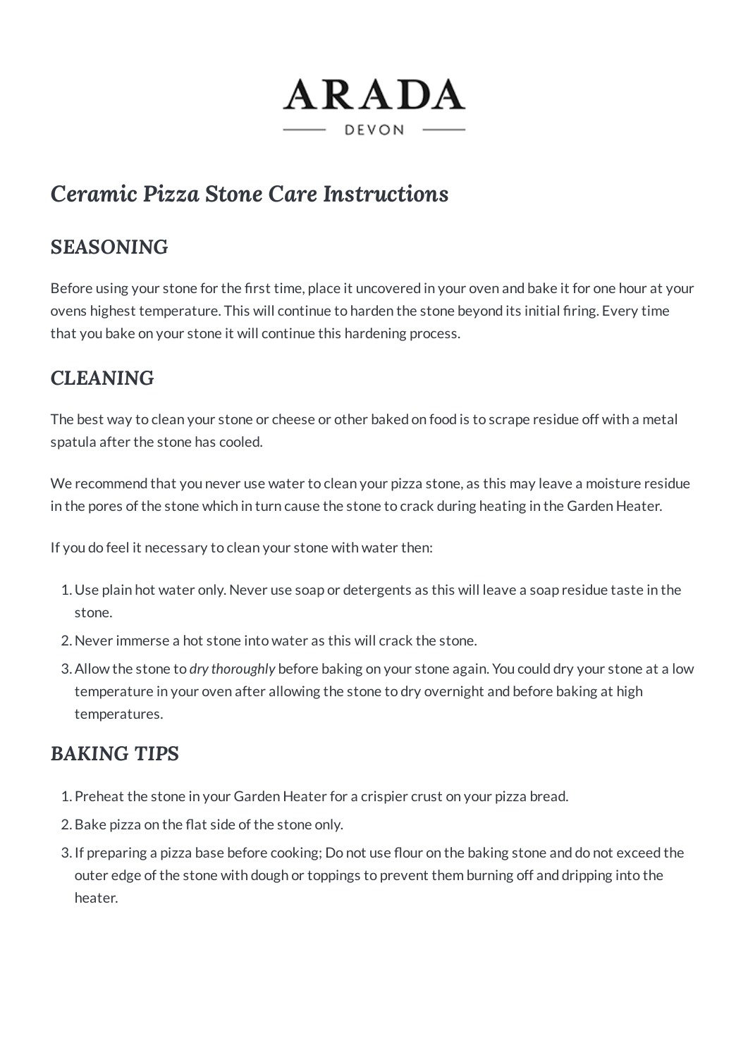# ARADA

DEVON

## *Ceramic Pizza Stone Care Instructions*

### SEASONING

Before using your stone for the first time, place it uncovered in your oven and bake it for one hour at your ovens highest temperature. This will continue to harden the stone beyond its initial firing. Every time that you bake on your stone it will continue this hardening process.

### CLEANING

The best way to clean your stone or cheese or other baked on food is to scrape residue off with a metal spatula after the stone has cooled.

We recommend that you never use water to clean your pizza stone, as this may leave a moisture residue in the pores of the stone which in turn cause the stone to crack during heating in the Garden Heater.

If you do feel it necessary to clean your stone with water then:

1. Use plain hot water only. Never use soap or detergents as this will leave a soap residue taste in the stone.
2. Never immerse a hot stone into water as this will crack the stone.
3. Allow the stone to *dry thoroughly* before baking on your stone again. You could dry your stone at a low temperature in your oven after allowing the stone to dry overnight and before baking at high temperatures.

### BAKING TIPS

1. Preheat the stone in your Garden Heater for a crispier crust on your pizza bread.
2. Bake pizza on the flat side of the stone only.
3. If preparing a pizza base before cooking; Do not use flour on the baking stone and do not exceed the outer edge of the stone with dough or toppings to prevent them burning off and dripping into the heater.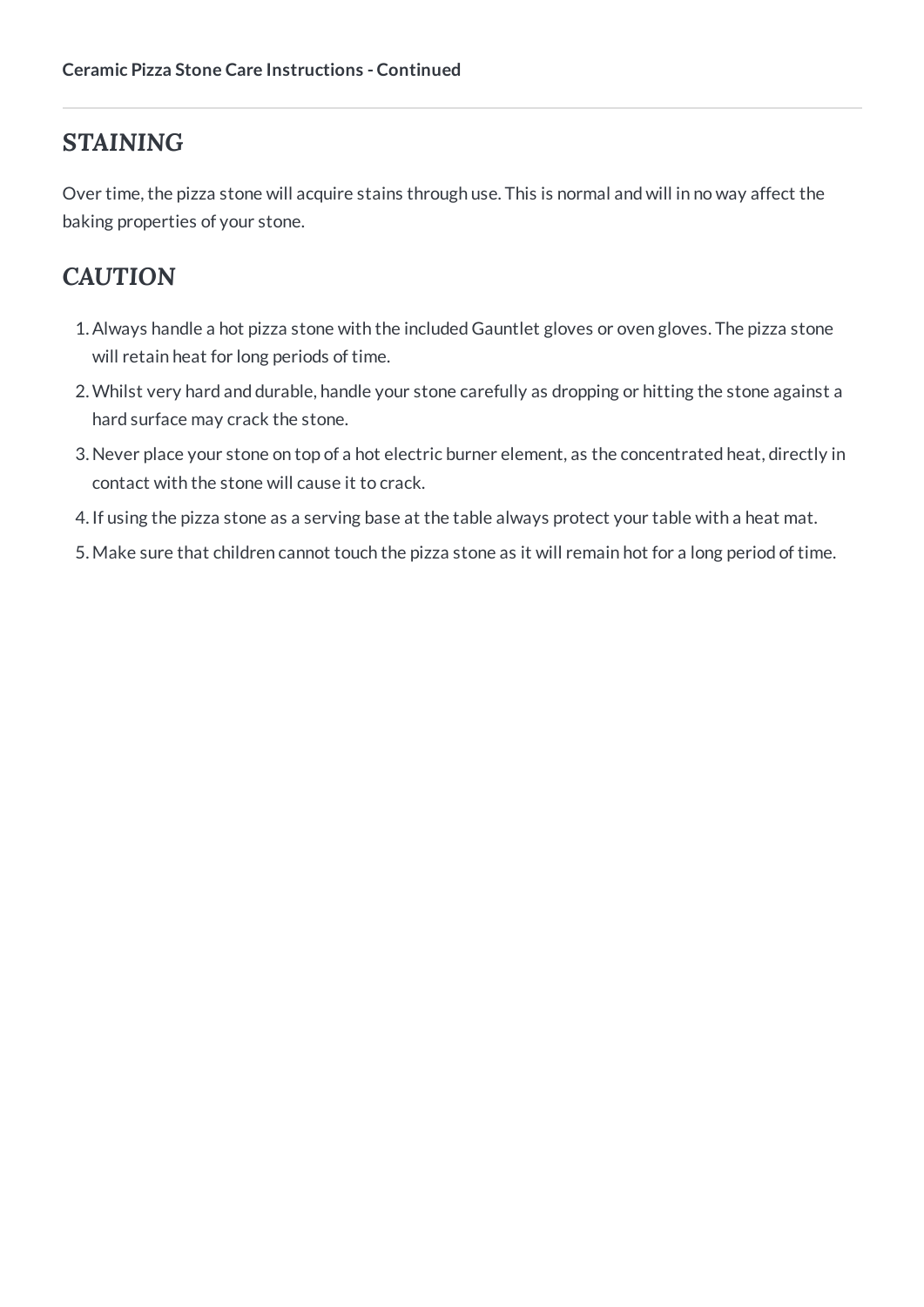## STAINING

Over time, the pizza stone will acquire stains through use. This is normal and will in no way affect the baking properties of your stone.

## CAUTION

1. Always handle a hot pizza stone with the included Gauntlet gloves or oven gloves. The pizza stone will retain heat for long periods of time.
2. Whilst very hard and durable, handle your stone carefully as dropping or hitting the stone against a hard surface may crack the stone.
3. Never place your stone on top of a hot electric burner element, as the concentrated heat, directly in contact with the stone will cause it to crack.
4. If using the pizza stone as a serving base at the table always protect your table with a heat mat.
5. Make sure that children cannot touch the pizza stone as it will remain hot for a long period of time.